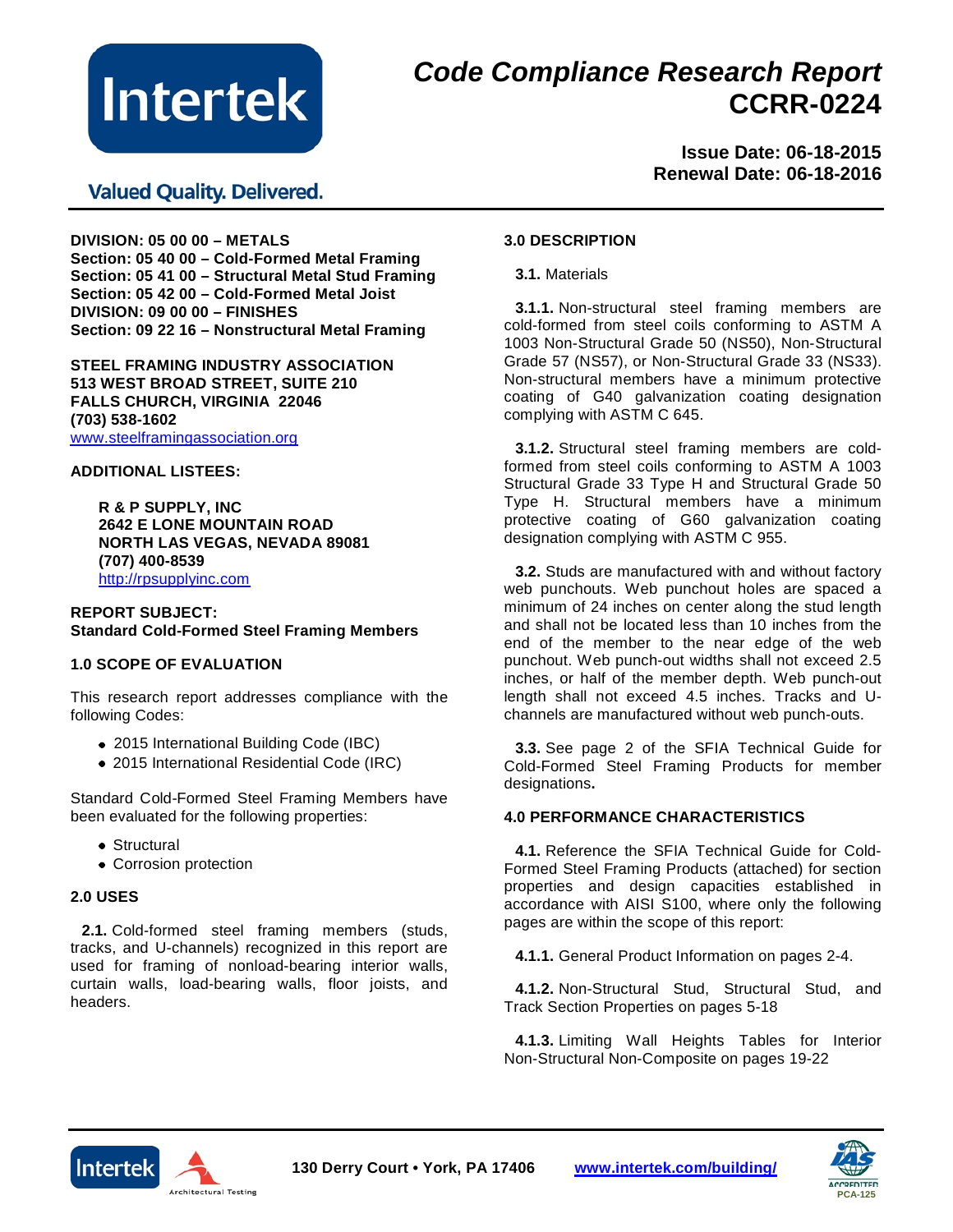# Code Compliance Research Report
# CCRR-0224

**Issue Date: 06-18-2015**
**Renewal Date: 06-18-2016**

**DIVISION: 05 00 00 – METALS**
**Section: 05 40 00 – Cold-Formed Metal Framing**
**Section: 05 41 00 – Structural Metal Stud Framing**
**Section: 05 42 00 – Cold-Formed Metal Joist**
**DIVISION: 09 00 00 – FINISHES**
**Section: 09 22 16 – Nonstructural Metal Framing**

**STEEL FRAMING INDUSTRY ASSOCIATION**
**513 WEST BROAD STREET, SUITE 210**
**FALLS CHURCH, VIRGINIA 22046**
**(703) 538-1602**
www.steelframingassociation.org

**ADDITIONAL LISTEES:**

**R & P SUPPLY, INC**
**2642 E LONE MOUNTAIN ROAD**
**NORTH LAS VEGAS, NEVADA 89081**
**(707) 400-8539**
http://rpsupplyinc.com

**REPORT SUBJECT:**
**Standard Cold-Formed Steel Framing Members**

## 1.0 SCOPE OF EVALUATION

This research report addresses compliance with the following Codes:

- 2015 International Building Code (IBC)
- 2015 International Residential Code (IRC)

Standard Cold-Formed Steel Framing Members have been evaluated for the following properties:

- Structural
- Corrosion protection

## 2.0 USES

**2.1.** Cold-formed steel framing members (studs, tracks, and U-channels) recognized in this report are used for framing of nonload-bearing interior walls, curtain walls, load-bearing walls, floor joists, and headers.

## 3.0 DESCRIPTION

**3.1.** Materials

**3.1.1.** Non-structural steel framing members are cold-formed from steel coils conforming to ASTM A 1003 Non-Structural Grade 50 (NS50), Non-Structural Grade 57 (NS57), or Non-Structural Grade 33 (NS33). Non-structural members have a minimum protective coating of G40 galvanization coating designation complying with ASTM C 645.

**3.1.2.** Structural steel framing members are cold-formed from steel coils conforming to ASTM A 1003 Structural Grade 33 Type H and Structural Grade 50 Type H. Structural members have a minimum protective coating of G60 galvanization coating designation complying with ASTM C 955.

**3.2.** Studs are manufactured with and without factory web punchouts. Web punchout holes are spaced a minimum of 24 inches on center along the stud length and shall not be located less than 10 inches from the end of the member to the near edge of the web punchout. Web punch-out widths shall not exceed 2.5 inches, or half of the member depth. Web punch-out length shall not exceed 4.5 inches. Tracks and U-channels are manufactured without web punch-outs.

**3.3.** See page 2 of the SFIA Technical Guide for Cold-Formed Steel Framing Products for member designations**.**

## 4.0 PERFORMANCE CHARACTERISTICS

**4.1.** Reference the SFIA Technical Guide for Cold-Formed Steel Framing Products (attached) for section properties and design capacities established in accordance with AISI S100, where only the following pages are within the scope of this report:

**4.1.1.** General Product Information on pages 2-4.

**4.1.2.** Non-Structural Stud, Structural Stud, and Track Section Properties on pages 5-18

**4.1.3.** Limiting Wall Heights Tables for Interior Non-Structural Non-Composite on pages 19-22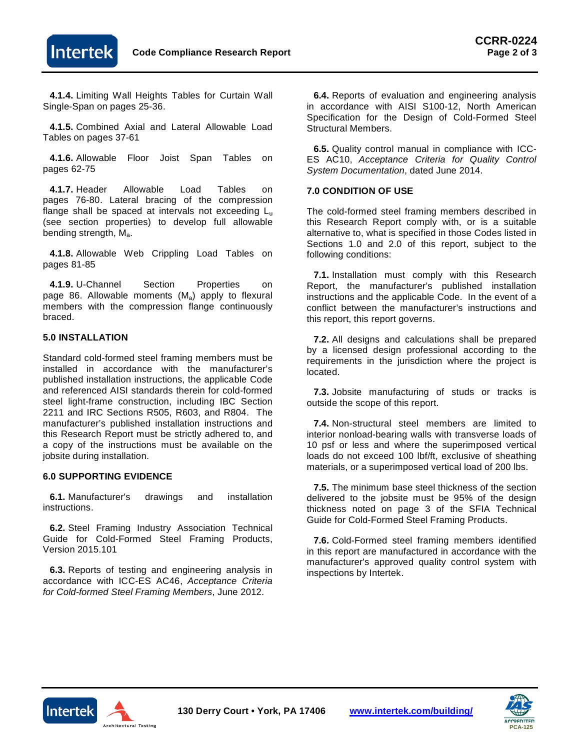**4.1.4.** Limiting Wall Heights Tables for Curtain Wall Single-Span on pages 25-36.

**4.1.5.** Combined Axial and Lateral Allowable Load Tables on pages 37-61

**4.1.6.** Allowable Floor Joist Span Tables on pages 62-75

**4.1.7.** Header Allowable Load Tables on pages 76-80. Lateral bracing of the compression flange shall be spaced at intervals not exceeding $L_u$ (see section properties) to develop full allowable bending strength, $M_a$.

**4.1.8.** Allowable Web Crippling Load Tables on pages 81-85

**4.1.9.** U-Channel Section Properties on page 86. Allowable moments ($M_a$) apply to flexural members with the compression flange continuously braced.

## 5.0 INSTALLATION

Standard cold-formed steel framing members must be installed in accordance with the manufacturer's published installation instructions, the applicable Code and referenced AISI standards therein for cold-formed steel light-frame construction, including IBC Section 2211 and IRC Sections R505, R603, and R804. The manufacturer's published installation instructions and this Research Report must be strictly adhered to, and a copy of the instructions must be available on the jobsite during installation.

## 6.0 SUPPORTING EVIDENCE

**6.1.** Manufacturer's drawings and installation instructions.

**6.2.** Steel Framing Industry Association Technical Guide for Cold-Formed Steel Framing Products, Version 2015.101

**6.3.** Reports of testing and engineering analysis in accordance with ICC-ES AC46, *Acceptance Criteria for Cold-formed Steel Framing Members*, June 2012.

**6.4.** Reports of evaluation and engineering analysis in accordance with AISI S100-12, North American Specification for the Design of Cold-Formed Steel Structural Members.

**6.5.** Quality control manual in compliance with ICC-ES AC10, *Acceptance Criteria for Quality Control System Documentation*, dated June 2014.

## 7.0 CONDITION OF USE

The cold-formed steel framing members described in this Research Report comply with, or is a suitable alternative to, what is specified in those Codes listed in Sections 1.0 and 2.0 of this report, subject to the following conditions:

**7.1.** Installation must comply with this Research Report, the manufacturer's published installation instructions and the applicable Code. In the event of a conflict between the manufacturer's instructions and this report, this report governs.

**7.2.** All designs and calculations shall be prepared by a licensed design professional according to the requirements in the jurisdiction where the project is located.

**7.3.** Jobsite manufacturing of studs or tracks is outside the scope of this report.

**7.4.** Non-structural steel members are limited to interior nonload-bearing walls with transverse loads of 10 psf or less and where the superimposed vertical loads do not exceed 100 lbf/ft, exclusive of sheathing materials, or a superimposed vertical load of 200 lbs.

**7.5.** The minimum base steel thickness of the section delivered to the jobsite must be 95% of the design thickness noted on page 3 of the SFIA Technical Guide for Cold-Formed Steel Framing Products.

**7.6.** Cold-Formed steel framing members identified in this report are manufactured in accordance with the manufacturer's approved quality control system with inspections by Intertek.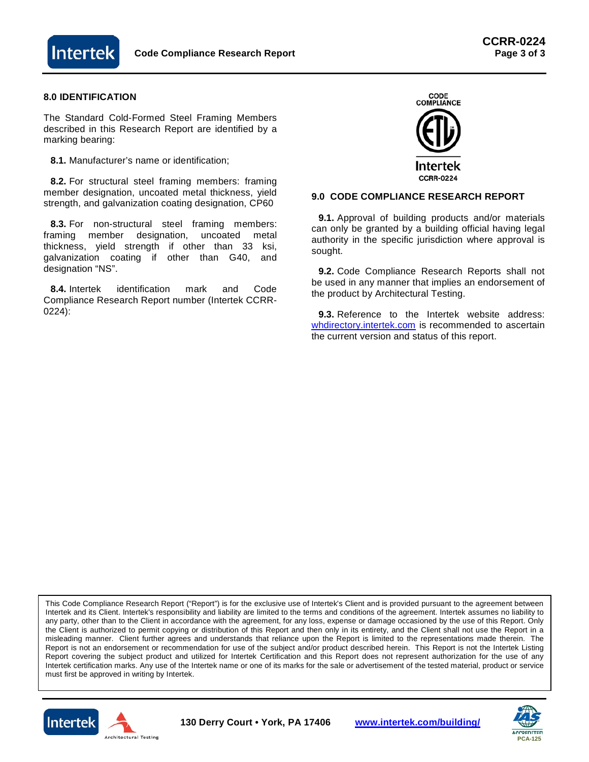## 8.0 IDENTIFICATION

The Standard Cold-Formed Steel Framing Members described in this Research Report are identified by a marking bearing:

**8.1.** Manufacturer's name or identification;

**8.2.** For structural steel framing members: framing member designation, uncoated metal thickness, yield strength, and galvanization coating designation, CP60

**8.3.** For non-structural steel framing members: framing member designation, uncoated metal thickness, yield strength if other than 33 ksi, galvanization coating if other than G40, and designation "NS".

**8.4.** Intertek identification mark and Code Compliance Research Report number (Intertek CCRR-0224):

CODE COMPLIANCE

Intertek

CCRR-0224

## 9.0 CODE COMPLIANCE RESEARCH REPORT

**9.1.** Approval of building products and/or materials can only be granted by a building official having legal authority in the specific jurisdiction where approval is sought.

**9.2.** Code Compliance Research Reports shall not be used in any manner that implies an endorsement of the product by Architectural Testing.

**9.3.** Reference to the Intertek website address: whdirectory.intertek.com is recommended to ascertain the current version and status of this report.

This Code Compliance Research Report ("Report") is for the exclusive use of Intertek's Client and is provided pursuant to the agreement between Intertek and its Client. Intertek's responsibility and liability are limited to the terms and conditions of the agreement. Intertek assumes no liability to any party, other than to the Client in accordance with the agreement, for any loss, expense or damage occasioned by the use of this Report. Only the Client is authorized to permit copying or distribution of this Report and then only in its entirety, and the Client shall not use the Report in a misleading manner. Client further agrees and understands that reliance upon the Report is limited to the representations made therein. The Report is not an endorsement or recommendation for use of the subject and/or product described herein. This Report is not the Intertek Listing Report covering the subject product and utilized for Intertek Certification and this Report does not represent authorization for the use of any Intertek certification marks. Any use of the Intertek name or one of its marks for the sale or advertisement of the tested material, product or service must first be approved in writing by Intertek.

130 Derry Court • York, PA 17406 www.intertek.com/building/